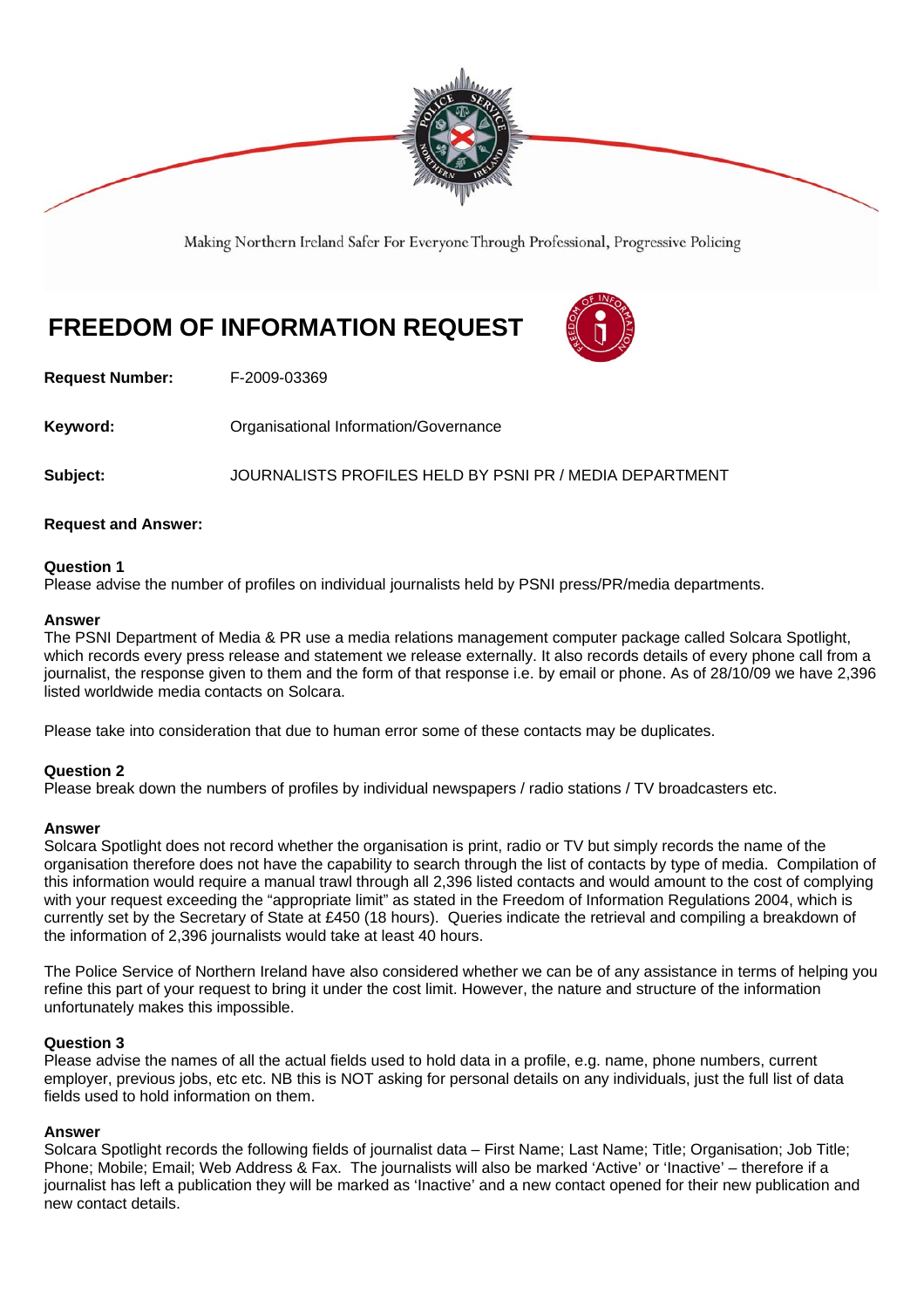Making Northern Ireland Safer For Everyone Through Professional, Progressive Policing

# FREEDOM OF INFORMATION REQUEST

**Request Number:** F-2009-03369

**Keyword:** Organisational Information/Governance

**Subject:** JOURNALISTS PROFILES HELD BY PSNI PR / MEDIA DEPARTMENT

**Request and Answer:**

**Question 1**
Please advise the number of profiles on individual journalists held by PSNI press/PR/media departments.

**Answer**
The PSNI Department of Media & PR use a media relations management computer package called Solcara Spotlight, which records every press release and statement we release externally. It also records details of every phone call from a journalist, the response given to them and the form of that response i.e. by email or phone. As of 28/10/09 we have 2,396 listed worldwide media contacts on Solcara.

Please take into consideration that due to human error some of these contacts may be duplicates.

**Question 2**
Please break down the numbers of profiles by individual newspapers / radio stations / TV broadcasters etc.

**Answer**
Solcara Spotlight does not record whether the organisation is print, radio or TV but simply records the name of the organisation therefore does not have the capability to search through the list of contacts by type of media. Compilation of this information would require a manual trawl through all 2,396 listed contacts and would amount to the cost of complying with your request exceeding the "appropriate limit" as stated in the Freedom of Information Regulations 2004, which is currently set by the Secretary of State at £450 (18 hours). Queries indicate the retrieval and compiling a breakdown of the information of 2,396 journalists would take at least 40 hours.

The Police Service of Northern Ireland have also considered whether we can be of any assistance in terms of helping you refine this part of your request to bring it under the cost limit. However, the nature and structure of the information unfortunately makes this impossible.

**Question 3**
Please advise the names of all the actual fields used to hold data in a profile, e.g. name, phone numbers, current employer, previous jobs, etc etc. NB this is NOT asking for personal details on any individuals, just the full list of data fields used to hold information on them.

**Answer**
Solcara Spotlight records the following fields of journalist data – First Name; Last Name; Title; Organisation; Job Title; Phone; Mobile; Email; Web Address & Fax. The journalists will also be marked 'Active' or 'Inactive' – therefore if a journalist has left a publication they will be marked as 'Inactive' and a new contact opened for their new publication and new contact details.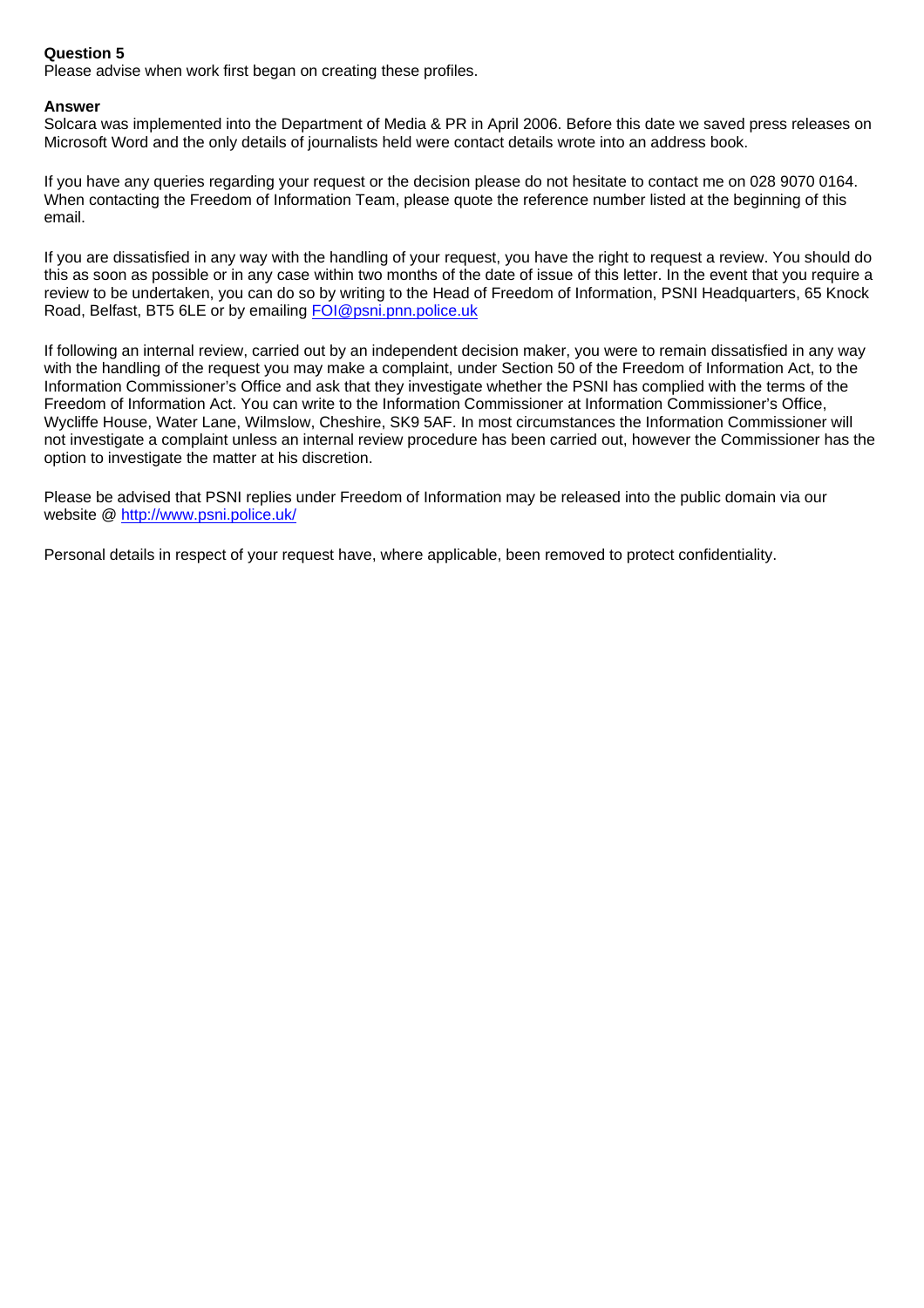**Question 5**
Please advise when work first began on creating these profiles.

**Answer**
Solcara was implemented into the Department of Media & PR in April 2006. Before this date we saved press releases on Microsoft Word and the only details of journalists held were contact details wrote into an address book.

If you have any queries regarding your request or the decision please do not hesitate to contact me on 028 9070 0164. When contacting the Freedom of Information Team, please quote the reference number listed at the beginning of this email.

If you are dissatisfied in any way with the handling of your request, you have the right to request a review. You should do this as soon as possible or in any case within two months of the date of issue of this letter. In the event that you require a review to be undertaken, you can do so by writing to the Head of Freedom of Information, PSNI Headquarters, 65 Knock Road, Belfast, BT5 6LE or by emailing FOI@psni.pnn.police.uk

If following an internal review, carried out by an independent decision maker, you were to remain dissatisfied in any way with the handling of the request you may make a complaint, under Section 50 of the Freedom of Information Act, to the Information Commissioner's Office and ask that they investigate whether the PSNI has complied with the terms of the Freedom of Information Act. You can write to the Information Commissioner at Information Commissioner's Office, Wycliffe House, Water Lane, Wilmslow, Cheshire, SK9 5AF. In most circumstances the Information Commissioner will not investigate a complaint unless an internal review procedure has been carried out, however the Commissioner has the option to investigate the matter at his discretion.

Please be advised that PSNI replies under Freedom of Information may be released into the public domain via our website @ http://www.psni.police.uk/

Personal details in respect of your request have, where applicable, been removed to protect confidentiality.